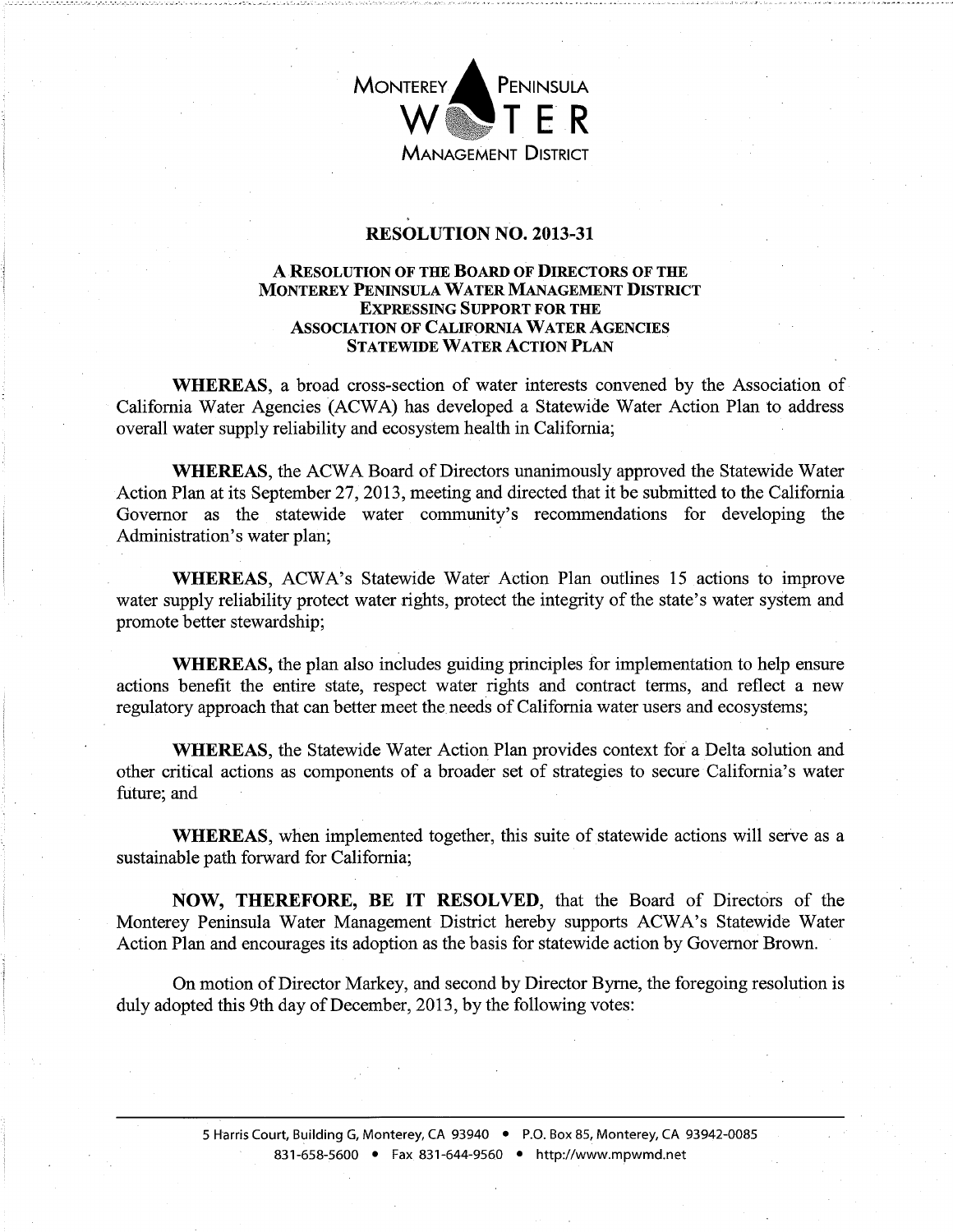MONTEREY PENINSULA WATER MANAGEMENT DISTRICT

# RESOLUTION NO. 2013-31

## A RESOLUTION OF THE BOARD OF DIRECTORS OF THE MONTEREY PENINSULA WATER MANAGEMENT DISTRICT EXPRESSING SUPPORT FOR THE ASSOCIATION OF CALIFORNIA WATER AGENCIES STATEWIDE WATER ACTION PLAN

**WHEREAS**, a broad cross-section of water interests convened by the Association of California Water Agencies (ACWA) has developed a Statewide Water Action Plan to address overall water supply reliability and ecosystem health in California;

**WHEREAS**, the ACWA Board of Directors unanimously approved the Statewide Water Action Plan at its September 27, 2013, meeting and directed that it be submitted to the California Governor as the statewide water community's recommendations for developing the Administration's water plan;

**WHEREAS**, ACWA's Statewide Water Action Plan outlines 15 actions to improve water supply reliability protect water rights, protect the integrity of the state's water system and promote better stewardship;

**WHEREAS,** the plan also includes guiding principles for implementation to help ensure actions benefit the entire state, respect water rights and contract terms, and reflect a new regulatory approach that can better meet the needs of California water users and ecosystems;

**WHEREAS**, the Statewide Water Action Plan provides context for a Delta solution and other critical actions as components of a broader set of strategies to secure California's water future; and

**WHEREAS**, when implemented together, this suite of statewide actions will serve as a sustainable path forward for California;

**NOW, THEREFORE, BE IT RESOLVED**, that the Board of Directors of the Monterey Peninsula Water Management District hereby supports ACWA's Statewide Water Action Plan and encourages its adoption as the basis for statewide action by Governor Brown.

On motion of Director Markey, and second by Director Byrne, the foregoing resolution is duly adopted this 9th day of December, 2013, by the following votes:

5 Harris Court, Building G, Monterey, CA 93940 • P.O. Box 85, Monterey, CA 93942-0085
831-658-5600 • Fax 831-644-9560 • http://www.mpwmd.net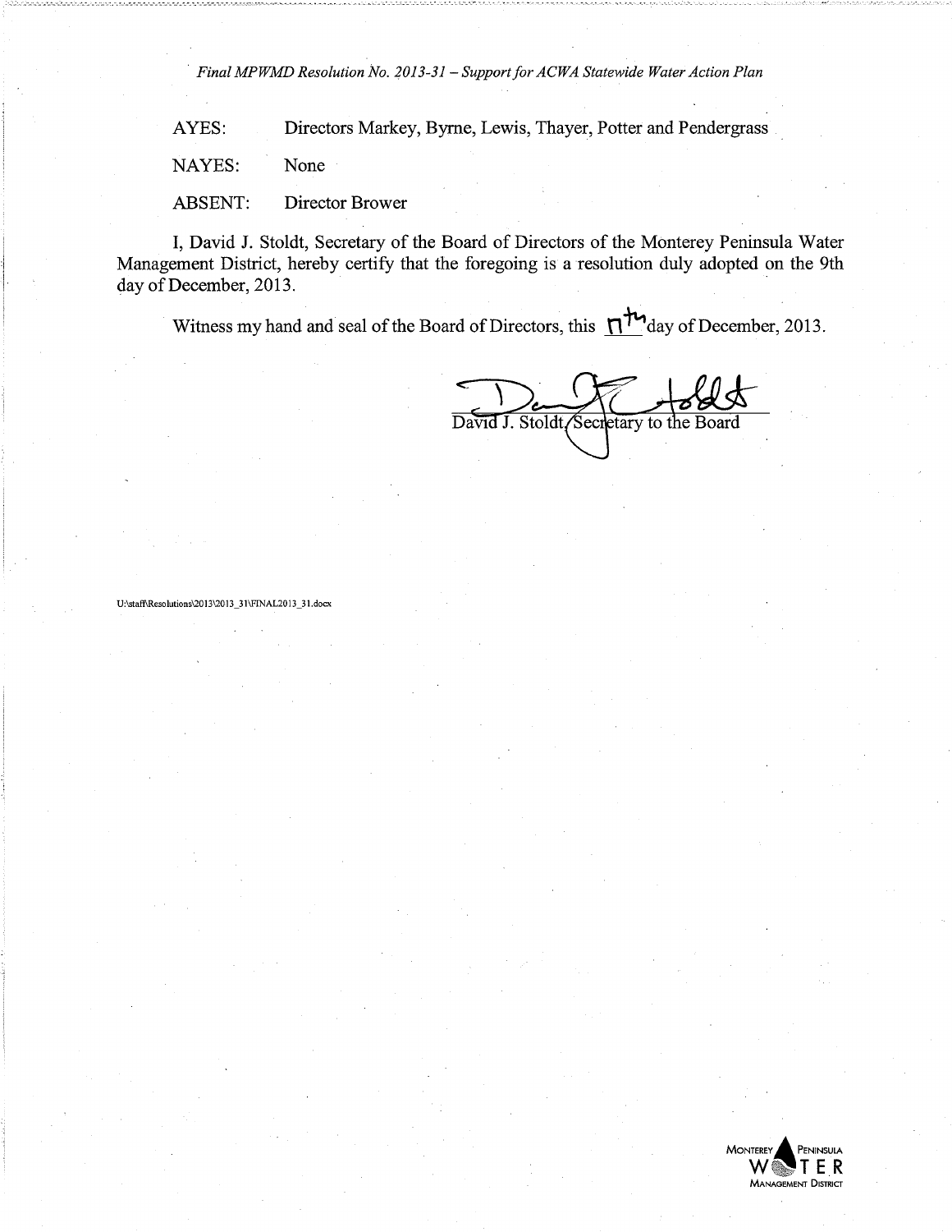AYES: Directors Markey, Byrne, Lewis, Thayer, Potter and Pendergrass

NAYES: None

ABSENT: Director Brower

I, David J. Stoldt, Secretary of the Board of Directors of the Monterey Peninsula Water Management District, hereby certify that the foregoing is a resolution duly adopted on the 9th day of December, 2013.

Witness my hand and seal of the Board of Directors, this 11th day of December, 2013.

David J. Stoldt, Secretary to the Board

U:\staff\Resolutions\2013\2013_31\FINAL2013_31.docx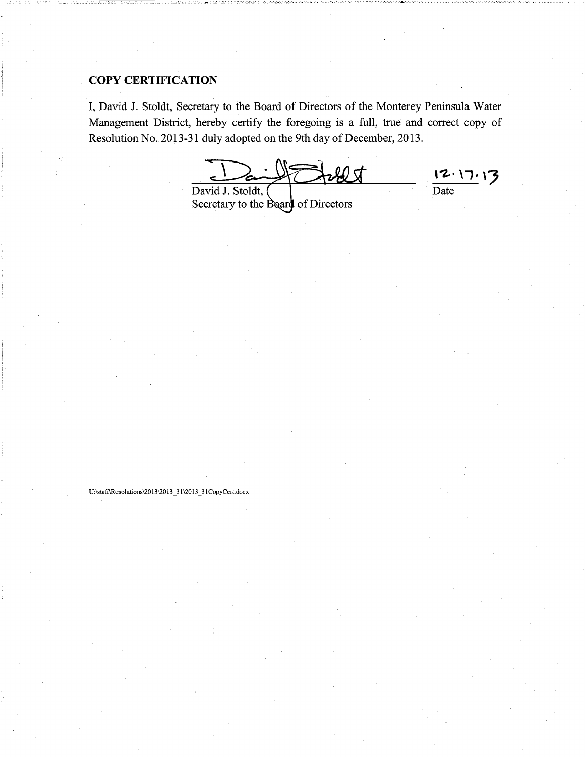## COPY CERTIFICATION

I, David J. Stoldt, Secretary to the Board of Directors of the Monterey Peninsula Water Management District, hereby certify the foregoing is a full, true and correct copy of Resolution No. 2013-31 duly adopted on the 9th day of December, 2013.

David J. Stoldt,
Secretary to the Board of Directors

12.17.13
Date

U:\staff\Resolutions\2013\2013_31\2013_31CopyCert.docx